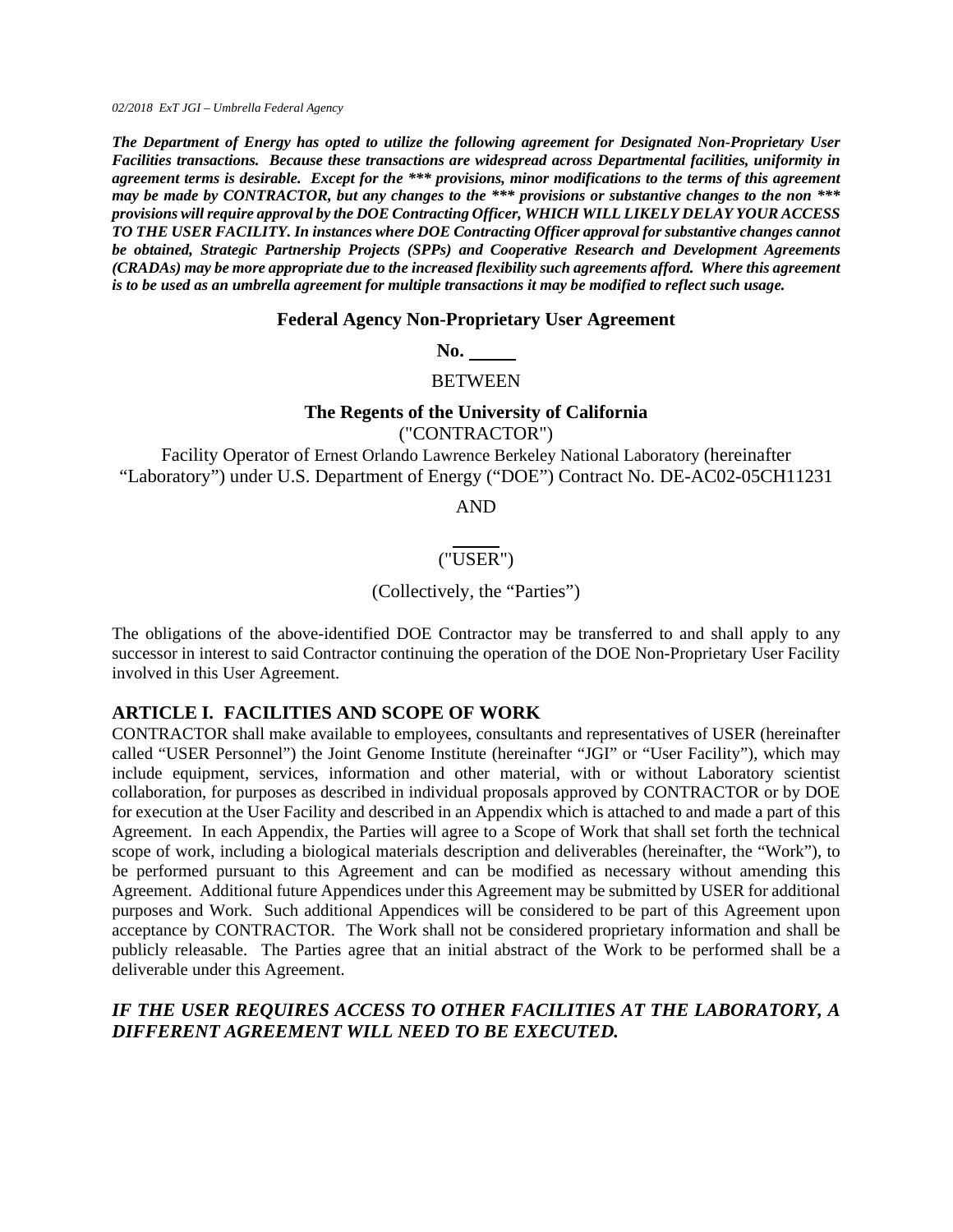*02/2018 ExT JGI – Umbrella Federal Agency*

***The Department of Energy has opted to utilize the following agreement for Designated Non-Proprietary User Facilities transactions. Because these transactions are widespread across Departmental facilities, uniformity in agreement terms is desirable. Except for the *** provisions, minor modifications to the terms of this agreement may be made by CONTRACTOR, but any changes to the *** provisions or substantive changes to the non *** provisions will require approval by the DOE Contracting Officer, WHICH WILL LIKELY DELAY YOUR ACCESS TO THE USER FACILITY. In instances where DOE Contracting Officer approval for substantive changes cannot be obtained, Strategic Partnership Projects (SPPs) and Cooperative Research and Development Agreements (CRADAs) may be more appropriate due to the increased flexibility such agreements afford. Where this agreement is to be used as an umbrella agreement for multiple transactions it may be modified to reflect such usage.***

**Federal Agency Non-Proprietary User Agreement**

**No. \_\_\_\_\_**

BETWEEN

**The Regents of the University of California**

("CONTRACTOR")

Facility Operator of Ernest Orlando Lawrence Berkeley National Laboratory (hereinafter "Laboratory") under U.S. Department of Energy ("DOE") Contract No. DE-AC02-05CH11231

AND

\_\_\_\_\_

("USER")

(Collectively, the "Parties")

The obligations of the above-identified DOE Contractor may be transferred to and shall apply to any successor in interest to said Contractor continuing the operation of the DOE Non-Proprietary User Facility involved in this User Agreement.

## ARTICLE I. FACILITIES AND SCOPE OF WORK

CONTRACTOR shall make available to employees, consultants and representatives of USER (hereinafter called "USER Personnel") the Joint Genome Institute (hereinafter "JGI" or "User Facility"), which may include equipment, services, information and other material, with or without Laboratory scientist collaboration, for purposes as described in individual proposals approved by CONTRACTOR or by DOE for execution at the User Facility and described in an Appendix which is attached to and made a part of this Agreement. In each Appendix, the Parties will agree to a Scope of Work that shall set forth the technical scope of work, including a biological materials description and deliverables (hereinafter, the "Work"), to be performed pursuant to this Agreement and can be modified as necessary without amending this Agreement. Additional future Appendices under this Agreement may be submitted by USER for additional purposes and Work. Such additional Appendices will be considered to be part of this Agreement upon acceptance by CONTRACTOR. The Work shall not be considered proprietary information and shall be publicly releasable. The Parties agree that an initial abstract of the Work to be performed shall be a deliverable under this Agreement.

***IF THE USER REQUIRES ACCESS TO OTHER FACILITIES AT THE LABORATORY, A DIFFERENT AGREEMENT WILL NEED TO BE EXECUTED.***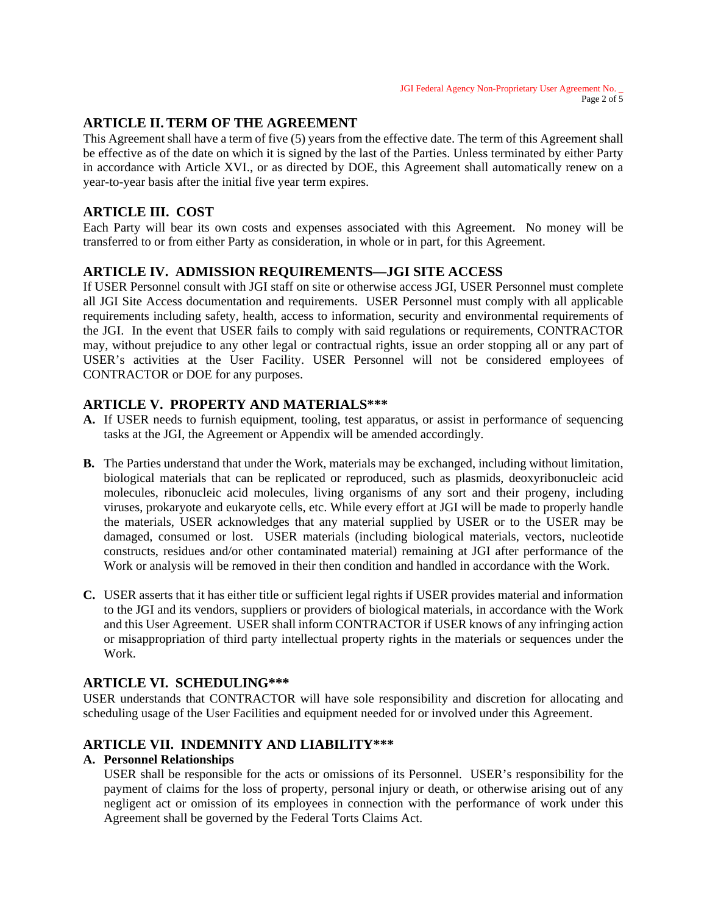## ARTICLE II. TERM OF THE AGREEMENT

This Agreement shall have a term of five (5) years from the effective date. The term of this Agreement shall be effective as of the date on which it is signed by the last of the Parties. Unless terminated by either Party in accordance with Article XVI., or as directed by DOE, this Agreement shall automatically renew on a year-to-year basis after the initial five year term expires.

## ARTICLE III. COST

Each Party will bear its own costs and expenses associated with this Agreement. No money will be transferred to or from either Party as consideration, in whole or in part, for this Agreement.

## ARTICLE IV. ADMISSION REQUIREMENTS—JGI SITE ACCESS

If USER Personnel consult with JGI staff on site or otherwise access JGI, USER Personnel must complete all JGI Site Access documentation and requirements. USER Personnel must comply with all applicable requirements including safety, health, access to information, security and environmental requirements of the JGI. In the event that USER fails to comply with said regulations or requirements, CONTRACTOR may, without prejudice to any other legal or contractual rights, issue an order stopping all or any part of USER's activities at the User Facility. USER Personnel will not be considered employees of CONTRACTOR or DOE for any purposes.

## ARTICLE V. PROPERTY AND MATERIALS***

**A.** If USER needs to furnish equipment, tooling, test apparatus, or assist in performance of sequencing tasks at the JGI, the Agreement or Appendix will be amended accordingly.

**B.** The Parties understand that under the Work, materials may be exchanged, including without limitation, biological materials that can be replicated or reproduced, such as plasmids, deoxyribonucleic acid molecules, ribonucleic acid molecules, living organisms of any sort and their progeny, including viruses, prokaryote and eukaryote cells, etc. While every effort at JGI will be made to properly handle the materials, USER acknowledges that any material supplied by USER or to the USER may be damaged, consumed or lost. USER materials (including biological materials, vectors, nucleotide constructs, residues and/or other contaminated material) remaining at JGI after performance of the Work or analysis will be removed in their then condition and handled in accordance with the Work.

**C.** USER asserts that it has either title or sufficient legal rights if USER provides material and information to the JGI and its vendors, suppliers or providers of biological materials, in accordance with the Work and this User Agreement. USER shall inform CONTRACTOR if USER knows of any infringing action or misappropriation of third party intellectual property rights in the materials or sequences under the Work.

## ARTICLE VI. SCHEDULING***

USER understands that CONTRACTOR will have sole responsibility and discretion for allocating and scheduling usage of the User Facilities and equipment needed for or involved under this Agreement.

## ARTICLE VII. INDEMNITY AND LIABILITY***

**A. Personnel Relationships**

USER shall be responsible for the acts or omissions of its Personnel. USER's responsibility for the payment of claims for the loss of property, personal injury or death, or otherwise arising out of any negligent act or omission of its employees in connection with the performance of work under this Agreement shall be governed by the Federal Torts Claims Act.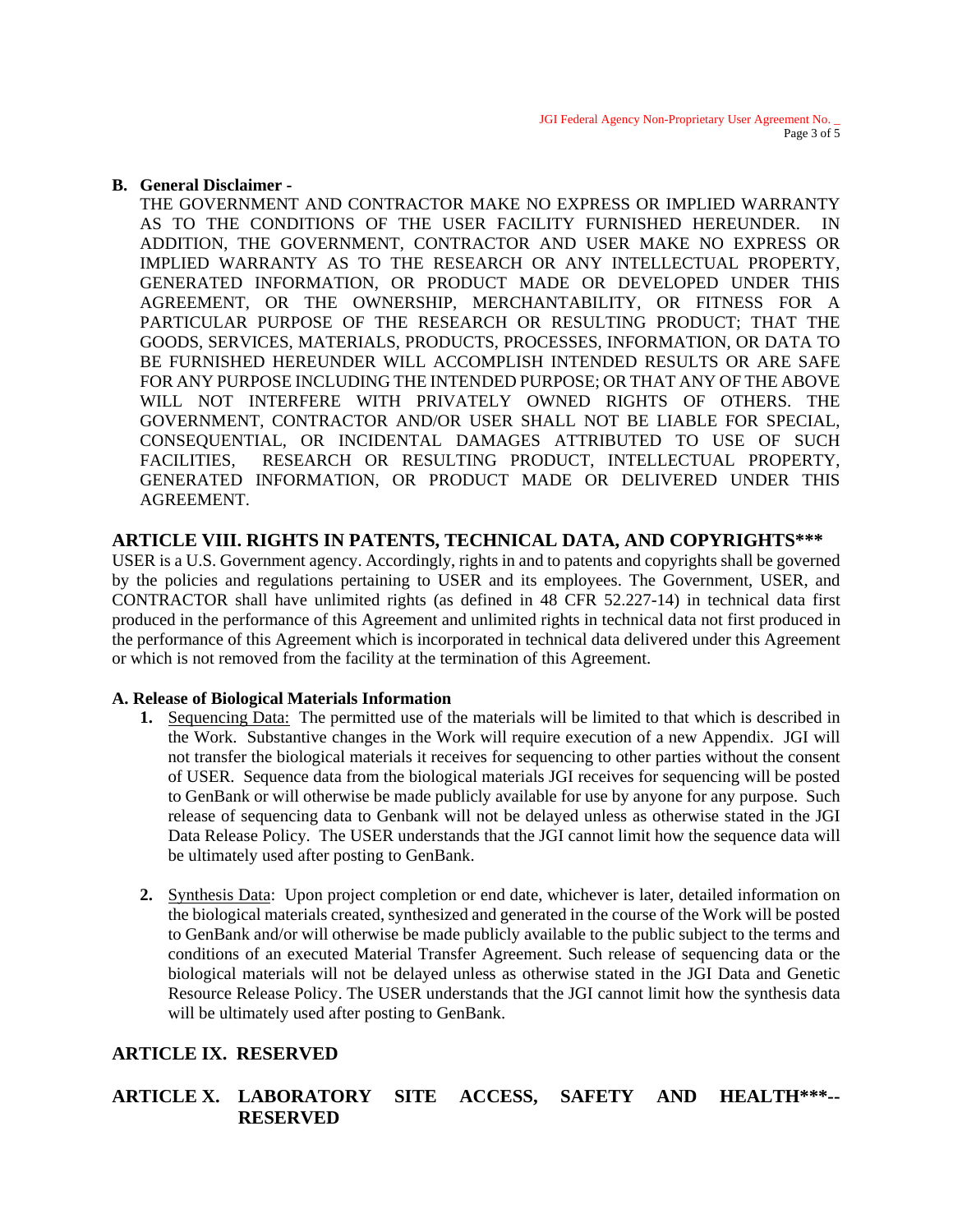**B. General Disclaimer -**

THE GOVERNMENT AND CONTRACTOR MAKE NO EXPRESS OR IMPLIED WARRANTY AS TO THE CONDITIONS OF THE USER FACILITY FURNISHED HEREUNDER. IN ADDITION, THE GOVERNMENT, CONTRACTOR AND USER MAKE NO EXPRESS OR IMPLIED WARRANTY AS TO THE RESEARCH OR ANY INTELLECTUAL PROPERTY, GENERATED INFORMATION, OR PRODUCT MADE OR DEVELOPED UNDER THIS AGREEMENT, OR THE OWNERSHIP, MERCHANTABILITY, OR FITNESS FOR A PARTICULAR PURPOSE OF THE RESEARCH OR RESULTING PRODUCT; THAT THE GOODS, SERVICES, MATERIALS, PRODUCTS, PROCESSES, INFORMATION, OR DATA TO BE FURNISHED HEREUNDER WILL ACCOMPLISH INTENDED RESULTS OR ARE SAFE FOR ANY PURPOSE INCLUDING THE INTENDED PURPOSE; OR THAT ANY OF THE ABOVE WILL NOT INTERFERE WITH PRIVATELY OWNED RIGHTS OF OTHERS. THE GOVERNMENT, CONTRACTOR AND/OR USER SHALL NOT BE LIABLE FOR SPECIAL, CONSEQUENTIAL, OR INCIDENTAL DAMAGES ATTRIBUTED TO USE OF SUCH FACILITIES, RESEARCH OR RESULTING PRODUCT, INTELLECTUAL PROPERTY, GENERATED INFORMATION, OR PRODUCT MADE OR DELIVERED UNDER THIS AGREEMENT.

## ARTICLE VIII. RIGHTS IN PATENTS, TECHNICAL DATA, AND COPYRIGHTS***

USER is a U.S. Government agency. Accordingly, rights in and to patents and copyrights shall be governed by the policies and regulations pertaining to USER and its employees. The Government, USER, and CONTRACTOR shall have unlimited rights (as defined in 48 CFR 52.227-14) in technical data first produced in the performance of this Agreement and unlimited rights in technical data not first produced in the performance of this Agreement which is incorporated in technical data delivered under this Agreement or which is not removed from the facility at the termination of this Agreement.

**A. Release of Biological Materials Information**

1. Sequencing Data: The permitted use of the materials will be limited to that which is described in the Work. Substantive changes in the Work will require execution of a new Appendix. JGI will not transfer the biological materials it receives for sequencing to other parties without the consent of USER. Sequence data from the biological materials JGI receives for sequencing will be posted to GenBank or will otherwise be made publicly available for use by anyone for any purpose. Such release of sequencing data to Genbank will not be delayed unless as otherwise stated in the JGI Data Release Policy. The USER understands that the JGI cannot limit how the sequence data will be ultimately used after posting to GenBank.

2. Synthesis Data: Upon project completion or end date, whichever is later, detailed information on the biological materials created, synthesized and generated in the course of the Work will be posted to GenBank and/or will otherwise be made publicly available to the public subject to the terms and conditions of an executed Material Transfer Agreement. Such release of sequencing data or the biological materials will not be delayed unless as otherwise stated in the JGI Data and Genetic Resource Release Policy. The USER understands that the JGI cannot limit how the synthesis data will be ultimately used after posting to GenBank.

## ARTICLE IX. RESERVED

## ARTICLE X. LABORATORY SITE ACCESS, SAFETY AND HEALTH***-- RESERVED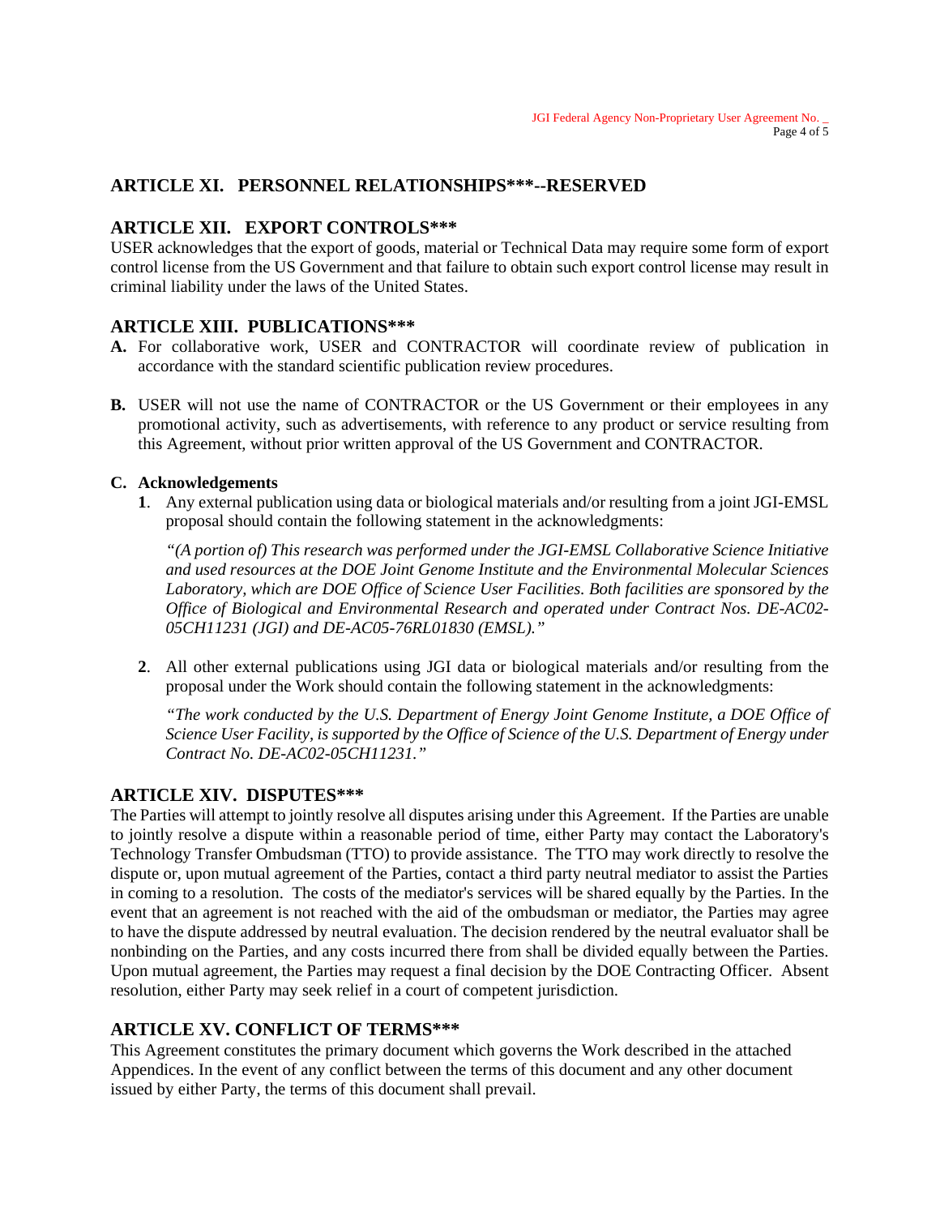## ARTICLE XI. PERSONNEL RELATIONSHIPS***--RESERVED

## ARTICLE XII. EXPORT CONTROLS***

USER acknowledges that the export of goods, material or Technical Data may require some form of export control license from the US Government and that failure to obtain such export control license may result in criminal liability under the laws of the United States.

## ARTICLE XIII. PUBLICATIONS***

**A.** For collaborative work, USER and CONTRACTOR will coordinate review of publication in accordance with the standard scientific publication review procedures.

**B.** USER will not use the name of CONTRACTOR or the US Government or their employees in any promotional activity, such as advertisements, with reference to any product or service resulting from this Agreement, without prior written approval of the US Government and CONTRACTOR.

**C. Acknowledgements**

**1**. Any external publication using data or biological materials and/or resulting from a joint JGI-EMSL proposal should contain the following statement in the acknowledgments:

*"(A portion of) This research was performed under the JGI-EMSL Collaborative Science Initiative and used resources at the DOE Joint Genome Institute and the Environmental Molecular Sciences Laboratory, which are DOE Office of Science User Facilities. Both facilities are sponsored by the Office of Biological and Environmental Research and operated under Contract Nos. DE-AC02-05CH11231 (JGI) and DE-AC05-76RL01830 (EMSL)."*

**2**. All other external publications using JGI data or biological materials and/or resulting from the proposal under the Work should contain the following statement in the acknowledgments:

*"The work conducted by the U.S. Department of Energy Joint Genome Institute, a DOE Office of Science User Facility, is supported by the Office of Science of the U.S. Department of Energy under Contract No. DE-AC02-05CH11231."*

## ARTICLE XIV. DISPUTES***

The Parties will attempt to jointly resolve all disputes arising under this Agreement. If the Parties are unable to jointly resolve a dispute within a reasonable period of time, either Party may contact the Laboratory's Technology Transfer Ombudsman (TTO) to provide assistance. The TTO may work directly to resolve the dispute or, upon mutual agreement of the Parties, contact a third party neutral mediator to assist the Parties in coming to a resolution. The costs of the mediator's services will be shared equally by the Parties. In the event that an agreement is not reached with the aid of the ombudsman or mediator, the Parties may agree to have the dispute addressed by neutral evaluation. The decision rendered by the neutral evaluator shall be nonbinding on the Parties, and any costs incurred there from shall be divided equally between the Parties. Upon mutual agreement, the Parties may request a final decision by the DOE Contracting Officer. Absent resolution, either Party may seek relief in a court of competent jurisdiction.

## ARTICLE XV. CONFLICT OF TERMS***

This Agreement constitutes the primary document which governs the Work described in the attached Appendices. In the event of any conflict between the terms of this document and any other document issued by either Party, the terms of this document shall prevail.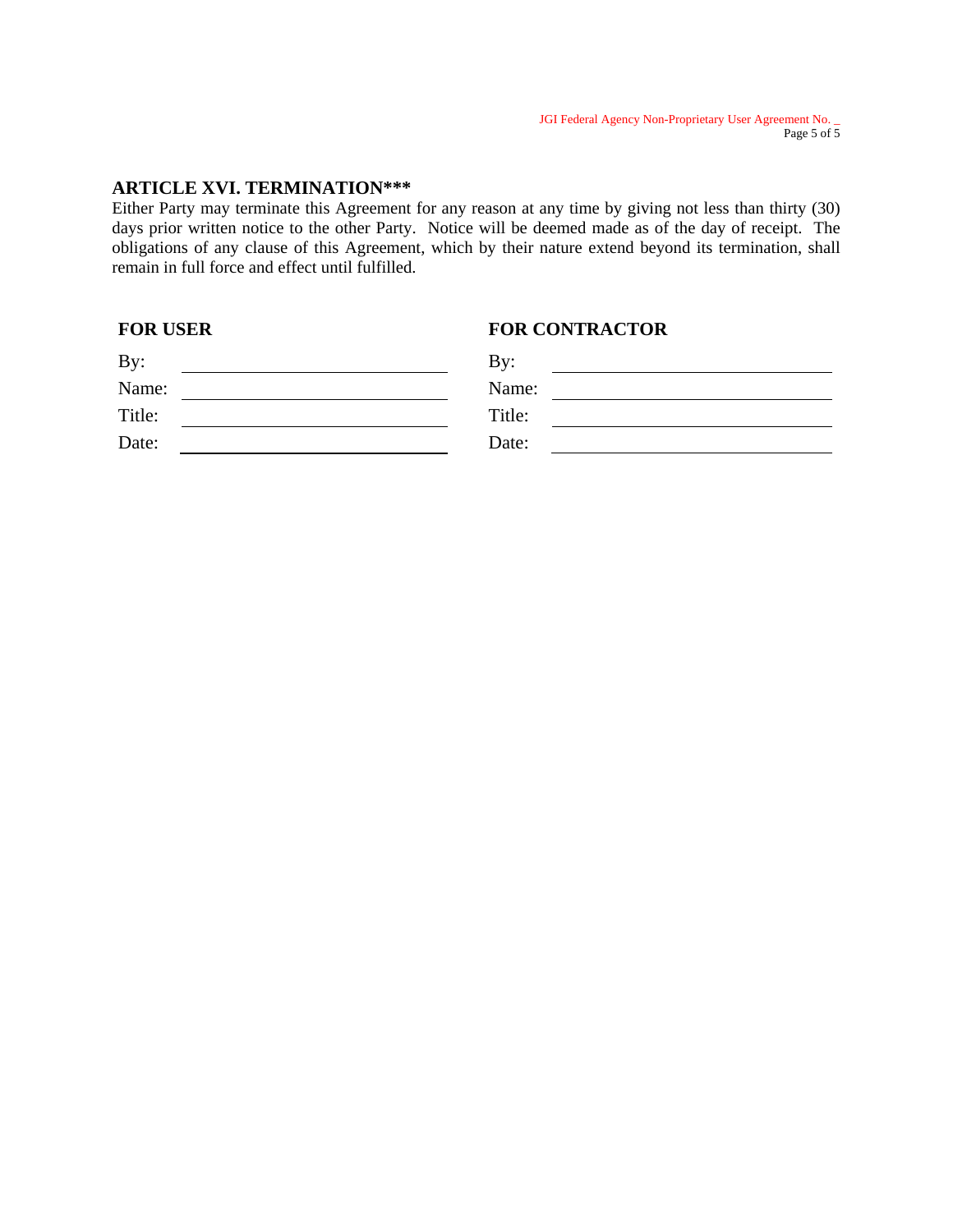## ARTICLE XVI. TERMINATION***

Either Party may terminate this Agreement for any reason at any time by giving not less than thirty (30) days prior written notice to the other Party. Notice will be deemed made as of the day of receipt. The obligations of any clause of this Agreement, which by their nature extend beyond its termination, shall remain in full force and effect until fulfilled.

| FOR USER | | FOR CONTRACTOR | |
|---|---|---|---|
| By: | | By: | |
| Name: | | Name: | |
| Title: | | Title: | |
| Date: | | Date: | |